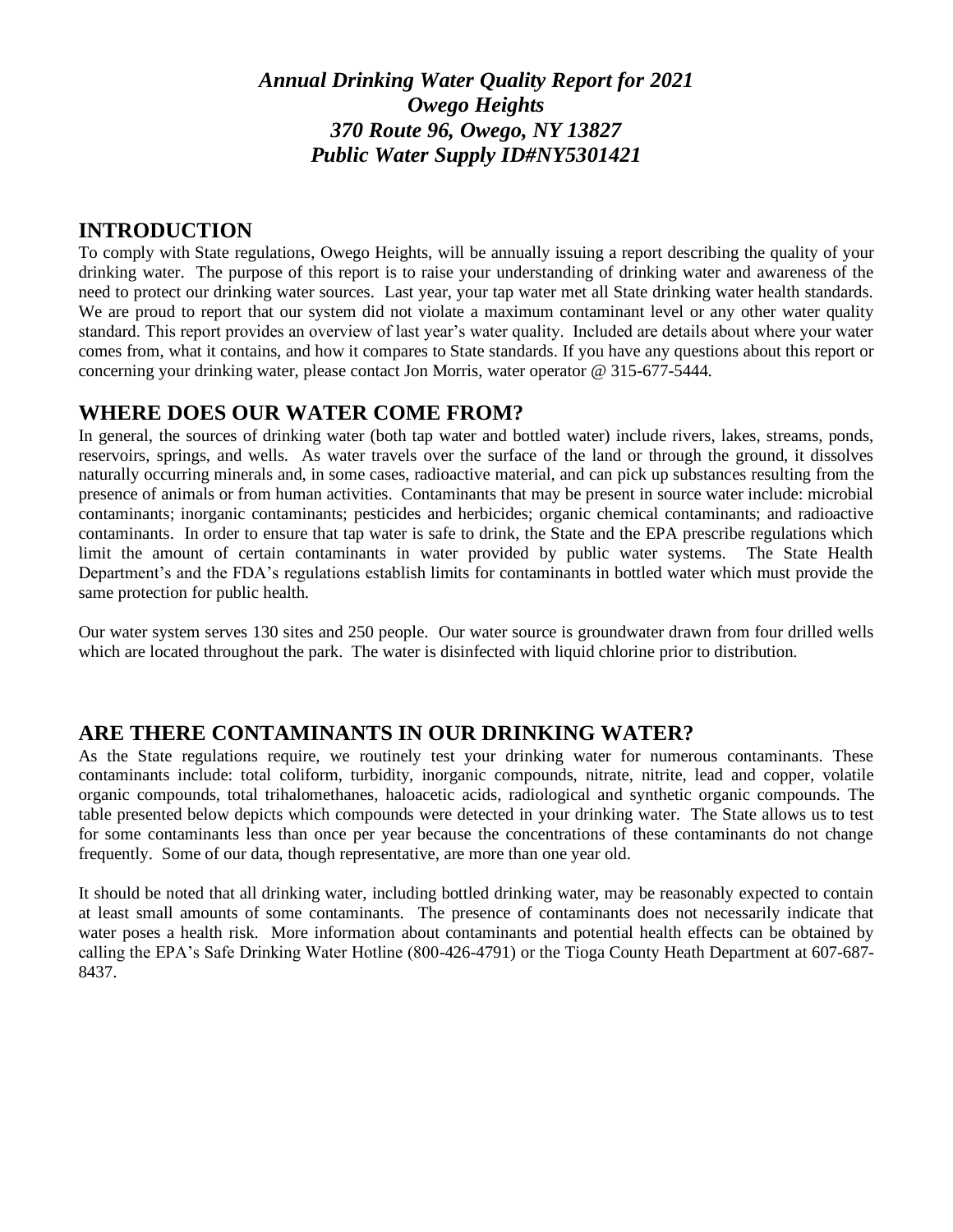***Annual Drinking Water Quality Report for 2021***
***Owego Heights***
***370 Route 96, Owego, NY 13827***
***Public Water Supply ID#NY5301421***

## INTRODUCTION

To comply with State regulations, Owego Heights, will be annually issuing a report describing the quality of your drinking water. The purpose of this report is to raise your understanding of drinking water and awareness of the need to protect our drinking water sources. Last year, your tap water met all State drinking water health standards. We are proud to report that our system did not violate a maximum contaminant level or any other water quality standard. This report provides an overview of last year's water quality. Included are details about where your water comes from, what it contains, and how it compares to State standards. If you have any questions about this report or concerning your drinking water, please contact Jon Morris, water operator @ 315-677-5444.

## WHERE DOES OUR WATER COME FROM?

In general, the sources of drinking water (both tap water and bottled water) include rivers, lakes, streams, ponds, reservoirs, springs, and wells. As water travels over the surface of the land or through the ground, it dissolves naturally occurring minerals and, in some cases, radioactive material, and can pick up substances resulting from the presence of animals or from human activities. Contaminants that may be present in source water include: microbial contaminants; inorganic contaminants; pesticides and herbicides; organic chemical contaminants; and radioactive contaminants. In order to ensure that tap water is safe to drink, the State and the EPA prescribe regulations which limit the amount of certain contaminants in water provided by public water systems. The State Health Department's and the FDA's regulations establish limits for contaminants in bottled water which must provide the same protection for public health.

Our water system serves 130 sites and 250 people. Our water source is groundwater drawn from four drilled wells which are located throughout the park. The water is disinfected with liquid chlorine prior to distribution.

## ARE THERE CONTAMINANTS IN OUR DRINKING WATER?

As the State regulations require, we routinely test your drinking water for numerous contaminants. These contaminants include: total coliform, turbidity, inorganic compounds, nitrate, nitrite, lead and copper, volatile organic compounds, total trihalomethanes, haloacetic acids, radiological and synthetic organic compounds. The table presented below depicts which compounds were detected in your drinking water. The State allows us to test for some contaminants less than once per year because the concentrations of these contaminants do not change frequently. Some of our data, though representative, are more than one year old.

It should be noted that all drinking water, including bottled drinking water, may be reasonably expected to contain at least small amounts of some contaminants. The presence of contaminants does not necessarily indicate that water poses a health risk. More information about contaminants and potential health effects can be obtained by calling the EPA's Safe Drinking Water Hotline (800-426-4791) or the Tioga County Heath Department at 607-687-8437.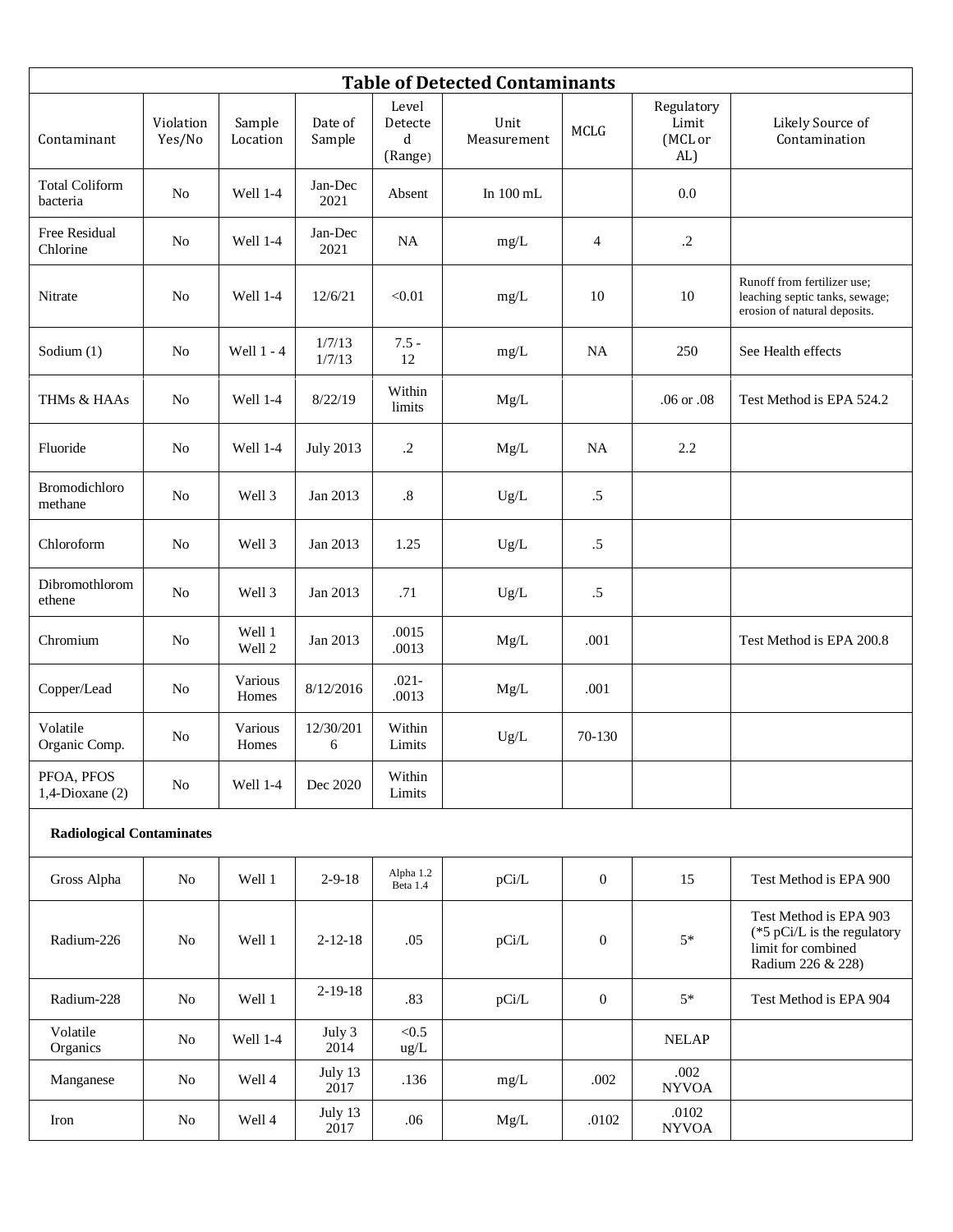| Table of Detected Contaminants | | | | | | | | |
|---|---|---|---|---|---|---|---|---|
| Contaminant | Violation Yes/No | Sample Location | Date of Sample | Level Detected (Range) | Unit Measurement | MCLG | Regulatory Limit (MCL or AL) | Likely Source of Contamination |
| Total Coliform bacteria | No | Well 1-4 | Jan-Dec 2021 | Absent | In 100 mL | | 0.0 | |
| Free Residual Chlorine | No | Well 1-4 | Jan-Dec 2021 | NA | mg/L | 4 | .2 | |
| Nitrate | No | Well 1-4 | 12/6/21 | <0.01 | mg/L | 10 | 10 | Runoff from fertilizer use; leaching septic tanks, sewage; erosion of natural deposits. |
| Sodium (1) | No | Well 1 - 4 | 1/7/13 1/7/13 | 7.5 - 12 | mg/L | NA | 250 | See Health effects |
| THMs & HAAs | No | Well 1-4 | 8/22/19 | Within limits | Mg/L | | .06 or .08 | Test Method is EPA 524.2 |
| Fluoride | No | Well 1-4 | July 2013 | .2 | Mg/L | NA | 2.2 | |
| Bromodichloro methane | No | Well 3 | Jan 2013 | .8 | Ug/L | .5 | | |
| Chloroform | No | Well 3 | Jan 2013 | 1.25 | Ug/L | .5 | | |
| Dibromothlorom ethene | No | Well 3 | Jan 2013 | .71 | Ug/L | .5 | | |
| Chromium | No | Well 1 Well 2 | Jan 2013 | .0015 .0013 | Mg/L | .001 | | Test Method is EPA 200.8 |
| Copper/Lead | No | Various Homes | 8/12/2016 | .021- .0013 | Mg/L | .001 | | |
| Volatile Organic Comp. | No | Various Homes | 12/30/2016 | Within Limits | Ug/L | 70-130 | | |
| PFOA, PFOS 1,4-Dioxane (2) | No | Well 1-4 | Dec 2020 | Within Limits | | | | |
| **Radiological Contaminates** | | | | | | | | |
| Gross Alpha | No | Well 1 | 2-9-18 | Alpha 1.2 Beta 1.4 | pCi/L | 0 | 15 | Test Method is EPA 900 |
| Radium-226 | No | Well 1 | 2-12-18 | .05 | pCi/L | 0 | 5* | Test Method is EPA 903 (*5 pCi/L is the regulatory limit for combined Radium 226 & 228) |
| Radium-228 | No | Well 1 | 2-19-18 | .83 | pCi/L | 0 | 5* | Test Method is EPA 904 |
| Volatile Organics | No | Well 1-4 | July 3 2014 | <0.5 ug/L | | | NELAP | |
| Manganese | No | Well 4 | July 13 2017 | .136 | mg/L | .002 | .002 NYVOA | |
| Iron | No | Well 4 | July 13 2017 | .06 | Mg/L | .0102 | .0102 NYVOA | |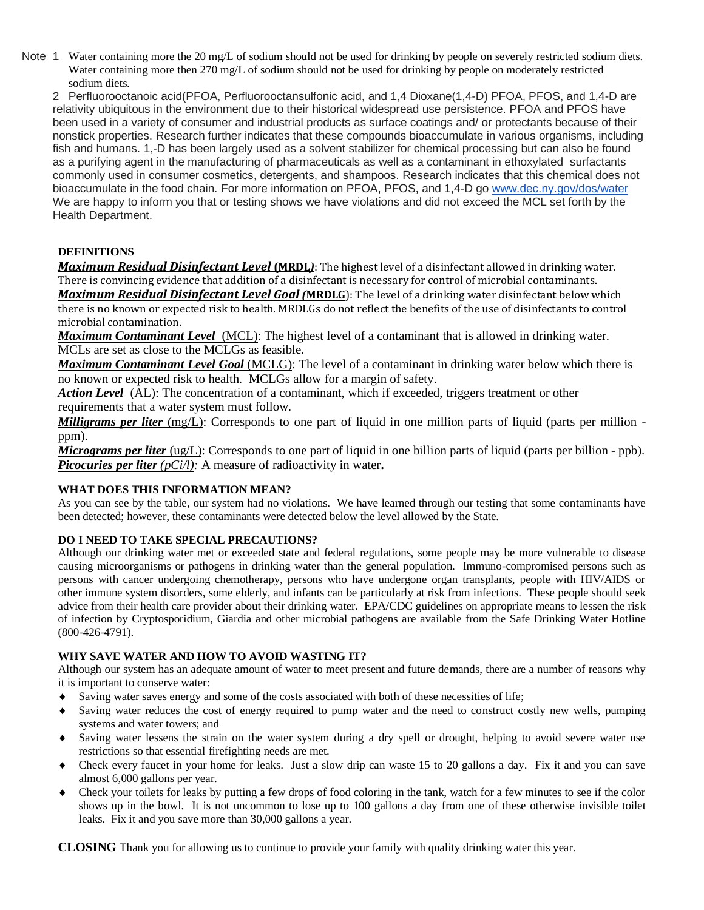Note 1 Water containing more the 20 mg/L of sodium should not be used for drinking by people on severely restricted sodium diets. Water containing more then 270 mg/L of sodium should not be used for drinking by people on moderately restricted sodium diets.

2 Perfluorooctanoic acid(PFOA, Perfluorooctansulfonic acid, and 1,4 Dioxane(1,4-D) PFOA, PFOS, and 1,4-D are relativity ubiquitous in the environment due to their historical widespread use persistence. PFOA and PFOS have been used in a variety of consumer and industrial products as surface coatings and/ or protectants because of their nonstick properties. Research further indicates that these compounds bioaccumulate in various organisms, including fish and humans. 1,-D has been largely used as a solvent stabilizer for chemical processing but can also be found as a purifying agent in the manufacturing of pharmaceuticals as well as a contaminant in ethoxylated surfactants commonly used in consumer cosmetics, detergents, and shampoos. Research indicates that this chemical does not bioaccumulate in the food chain. For more information on PFOA, PFOS, and 1,4-D go www.dec.ny.gov/dos/water We are happy to inform you that or testing shows we have violations and did not exceed the MCL set forth by the Health Department.

**DEFINITIONS**

***Maximum Residual Disinfectant Level* (MRDL)**: The highest level of a disinfectant allowed in drinking water. There is convincing evidence that addition of a disinfectant is necessary for control of microbial contaminants.

***Maximum Residual Disinfectant Level Goal* (MRDLG)**: The level of a drinking water disinfectant below which there is no known or expected risk to health. MRDLGs do not reflect the benefits of the use of disinfectants to control microbial contamination.

***Maximum Contaminant Level*** (MCL): The highest level of a contaminant that is allowed in drinking water. MCLs are set as close to the MCLGs as feasible.

***Maximum Contaminant Level Goal*** (MCLG): The level of a contaminant in drinking water below which there is no known or expected risk to health. MCLGs allow for a margin of safety.

***Action Level*** (AL): The concentration of a contaminant, which if exceeded, triggers treatment or other requirements that a water system must follow.

***Milligrams per liter*** (mg/L): Corresponds to one part of liquid in one million parts of liquid (parts per million - ppm).

***Micrograms per liter*** (ug/L): Corresponds to one part of liquid in one billion parts of liquid (parts per billion - ppb).

***Picocuries per liter*** *(pCi/l)*: A measure of radioactivity in water**.**

**WHAT DOES THIS INFORMATION MEAN?**

As you can see by the table, our system had no violations. We have learned through our testing that some contaminants have been detected; however, these contaminants were detected below the level allowed by the State.

**DO I NEED TO TAKE SPECIAL PRECAUTIONS?**

Although our drinking water met or exceeded state and federal regulations, some people may be more vulnerable to disease causing microorganisms or pathogens in drinking water than the general population. Immuno-compromised persons such as persons with cancer undergoing chemotherapy, persons who have undergone organ transplants, people with HIV/AIDS or other immune system disorders, some elderly, and infants can be particularly at risk from infections. These people should seek advice from their health care provider about their drinking water. EPA/CDC guidelines on appropriate means to lessen the risk of infection by Cryptosporidium, Giardia and other microbial pathogens are available from the Safe Drinking Water Hotline (800-426-4791).

**WHY SAVE WATER AND HOW TO AVOID WASTING IT?**

Although our system has an adequate amount of water to meet present and future demands, there are a number of reasons why it is important to conserve water:

- Saving water saves energy and some of the costs associated with both of these necessities of life;
- Saving water reduces the cost of energy required to pump water and the need to construct costly new wells, pumping systems and water towers; and
- Saving water lessens the strain on the water system during a dry spell or drought, helping to avoid severe water use restrictions so that essential firefighting needs are met.
- Check every faucet in your home for leaks. Just a slow drip can waste 15 to 20 gallons a day. Fix it and you can save almost 6,000 gallons per year.
- Check your toilets for leaks by putting a few drops of food coloring in the tank, watch for a few minutes to see if the color shows up in the bowl. It is not uncommon to lose up to 100 gallons a day from one of these otherwise invisible toilet leaks. Fix it and you save more than 30,000 gallons a year.

**CLOSING** Thank you for allowing us to continue to provide your family with quality drinking water this year.